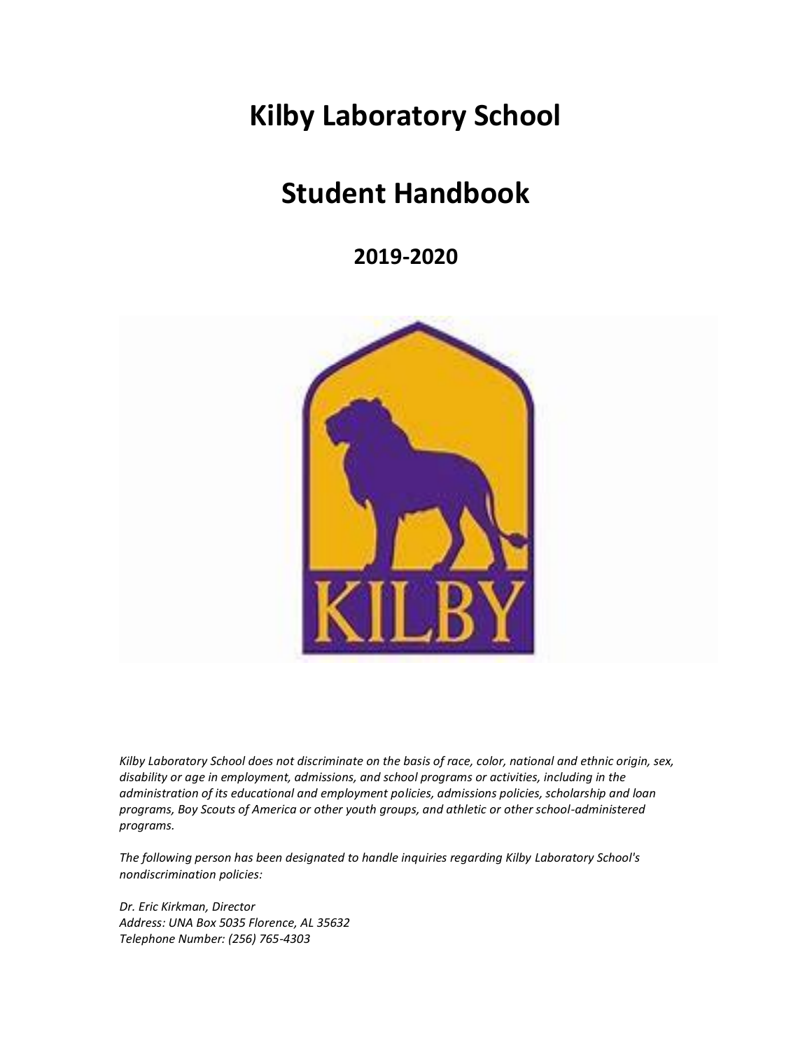# Kilby Laboratory School

# Student Handbook

## 2019-2020

*Kilby Laboratory School does not discriminate on the basis of race, color, national and ethnic origin, sex, disability or age in employment, admissions, and school programs or activities, including in the administration of its educational and employment policies, admissions policies, scholarship and loan programs, Boy Scouts of America or other youth groups, and athletic or other school-administered programs.*

*The following person has been designated to handle inquiries regarding Kilby Laboratory School's nondiscrimination policies:*

*Dr. Eric Kirkman, Director*
*Address: UNA Box 5035 Florence, AL 35632*
*Telephone Number: (256) 765-4303*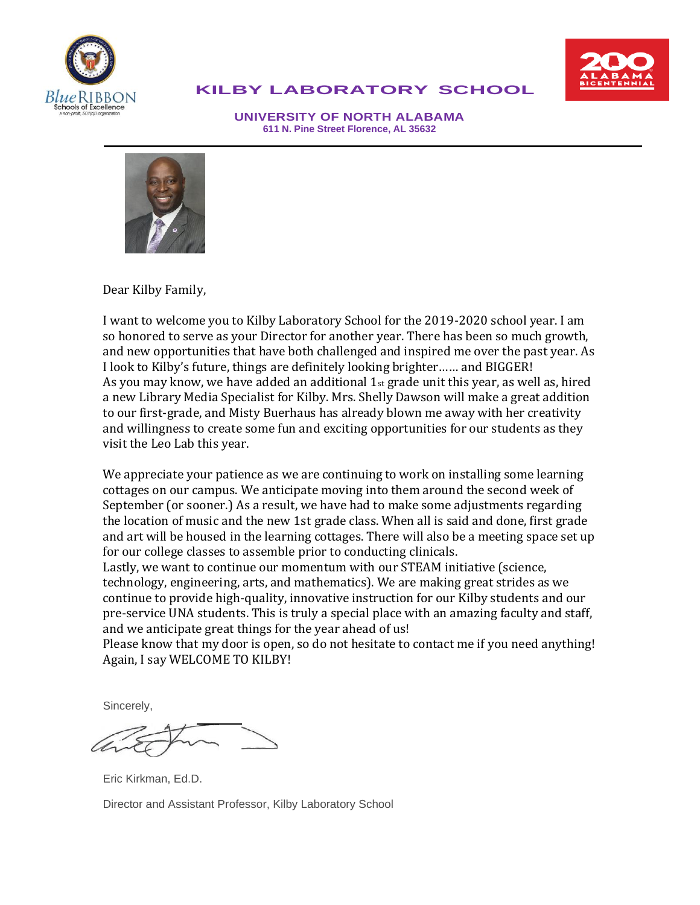# KILBY LABORATORY SCHOOL

**UNIVERSITY OF NORTH ALABAMA**
**611 N. Pine Street Florence, AL 35632**

Dear Kilby Family,

I want to welcome you to Kilby Laboratory School for the 2019-2020 school year. I am so honored to serve as your Director for another year. There has been so much growth, and new opportunities that have both challenged and inspired me over the past year. As I look to Kilby's future, things are definitely looking brighter...... and BIGGER!
As you may know, we have added an additional 1st grade unit this year, as well as, hired a new Library Media Specialist for Kilby. Mrs. Shelly Dawson will make a great addition to our first-grade, and Misty Buerhaus has already blown me away with her creativity and willingness to create some fun and exciting opportunities for our students as they visit the Leo Lab this year.

We appreciate your patience as we are continuing to work on installing some learning cottages on our campus. We anticipate moving into them around the second week of September (or sooner.) As a result, we have had to make some adjustments regarding the location of music and the new 1st grade class. When all is said and done, first grade and art will be housed in the learning cottages. There will also be a meeting space set up for our college classes to assemble prior to conducting clinicals.
Lastly, we want to continue our momentum with our STEAM initiative (science, technology, engineering, arts, and mathematics). We are making great strides as we continue to provide high-quality, innovative instruction for our Kilby students and our pre-service UNA students. This is truly a special place with an amazing faculty and staff, and we anticipate great things for the year ahead of us!
Please know that my door is open, so do not hesitate to contact me if you need anything!
Again, I say WELCOME TO KILBY!

Sincerely,

Eric Kirkman, Ed.D.

Director and Assistant Professor, Kilby Laboratory School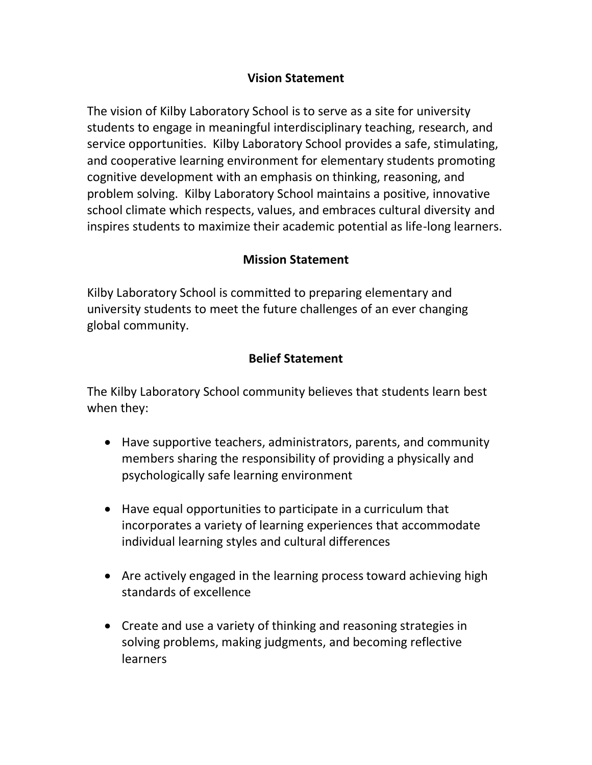## Vision Statement

The vision of Kilby Laboratory School is to serve as a site for university students to engage in meaningful interdisciplinary teaching, research, and service opportunities. Kilby Laboratory School provides a safe, stimulating, and cooperative learning environment for elementary students promoting cognitive development with an emphasis on thinking, reasoning, and problem solving. Kilby Laboratory School maintains a positive, innovative school climate which respects, values, and embraces cultural diversity and inspires students to maximize their academic potential as life-long learners.

## Mission Statement

Kilby Laboratory School is committed to preparing elementary and university students to meet the future challenges of an ever changing global community.

## Belief Statement

The Kilby Laboratory School community believes that students learn best when they:

- Have supportive teachers, administrators, parents, and community members sharing the responsibility of providing a physically and psychologically safe learning environment

- Have equal opportunities to participate in a curriculum that incorporates a variety of learning experiences that accommodate individual learning styles and cultural differences

- Are actively engaged in the learning process toward achieving high standards of excellence

- Create and use a variety of thinking and reasoning strategies in solving problems, making judgments, and becoming reflective learners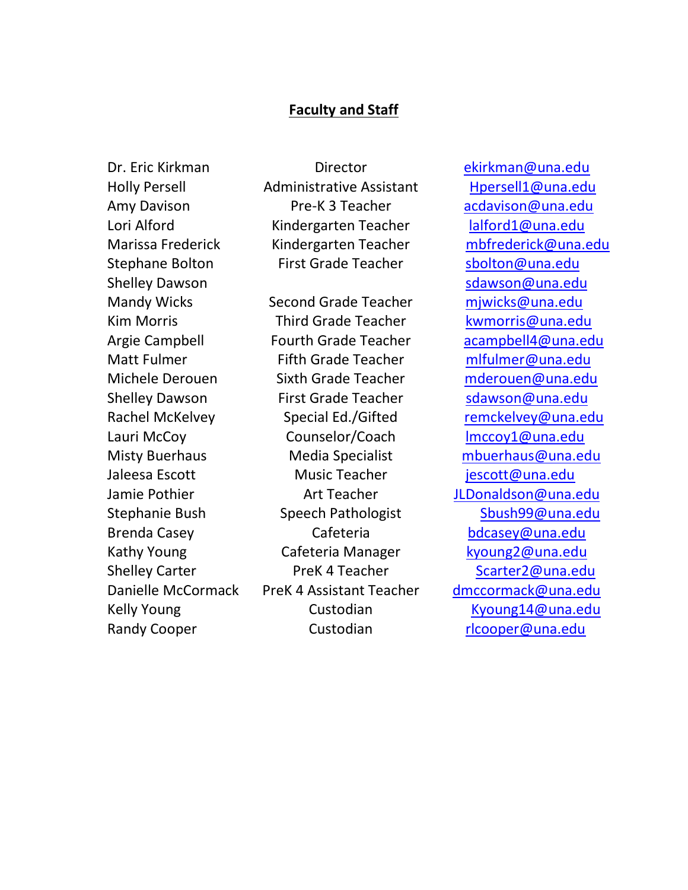## **Faculty and Staff**

| | | |
|---|---|---|
| Dr. Eric Kirkman | Director | ekirkman@una.edu |
| Holly Persell | Administrative Assistant | Hpersell1@una.edu |
| Amy Davison | Pre-K 3 Teacher | acdavison@una.edu |
| Lori Alford | Kindergarten Teacher | lalford1@una.edu |
| Marissa Frederick | Kindergarten Teacher | mbfrederick@una.edu |
| Stephane Bolton | First Grade Teacher | sbolton@una.edu |
| Shelley Dawson | | sdawson@una.edu |
| Mandy Wicks | Second Grade Teacher | mjwicks@una.edu |
| Kim Morris | Third Grade Teacher | kwmorris@una.edu |
| Argie Campbell | Fourth Grade Teacher | acampbell4@una.edu |
| Matt Fulmer | Fifth Grade Teacher | mlfulmer@una.edu |
| Michele Derouen | Sixth Grade Teacher | mderouen@una.edu |
| Shelley Dawson | First Grade Teacher | sdawson@una.edu |
| Rachel McKelvey | Special Ed./Gifted | remckelvey@una.edu |
| Lauri McCoy | Counselor/Coach | lmccoy1@una.edu |
| Misty Buerhaus | Media Specialist | mbuerhaus@una.edu |
| Jaleesa Escott | Music Teacher | jescott@una.edu |
| Jamie Pothier | Art Teacher | JLDonaldson@una.edu |
| Stephanie Bush | Speech Pathologist | Sbush99@una.edu |
| Brenda Casey | Cafeteria | bdcasey@una.edu |
| Kathy Young | Cafeteria Manager | kyoung2@una.edu |
| Shelley Carter | PreK 4 Teacher | Scarter2@una.edu |
| Danielle McCormack | PreK 4 Assistant Teacher | dmccormack@una.edu |
| Kelly Young | Custodian | Kyoung14@una.edu |
| Randy Cooper | Custodian | rlcooper@una.edu |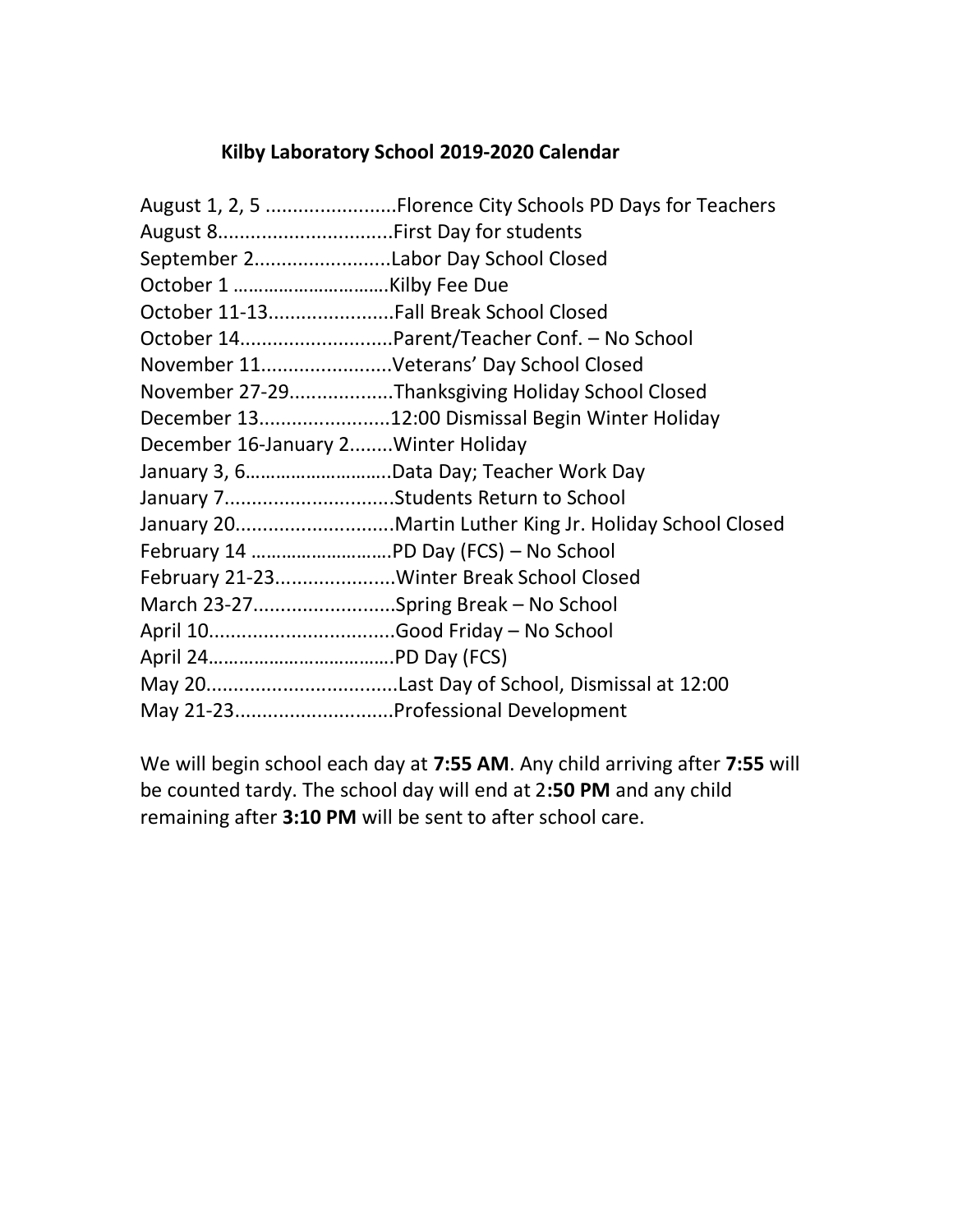**Kilby Laboratory School 2019-2020 Calendar**

August 1, 2, 5 ........................Florence City Schools PD Days for Teachers
August 8................................First Day for students
September 2.........................Labor Day School Closed
October 1 …………………………Kilby Fee Due
October 11-13.......................Fall Break School Closed
October 14............................Parent/Teacher Conf. – No School
November 11........................Veterans' Day School Closed
November 27-29...................Thanksgiving Holiday School Closed
December 13........................12:00 Dismissal Begin Winter Holiday
December 16-January 2........Winter Holiday
January 3, 6……………………..Data Day; Teacher Work Day
January 7...............................Students Return to School
January 20.............................Martin Luther King Jr. Holiday School Closed
February 14 ………………………PD Day (FCS) – No School
February 21-23......................Winter Break School Closed
March 23-27..........................Spring Break – No School
April 10..................................Good Friday – No School
April 24………………………………PD Day (FCS)
May 20...................................Last Day of School, Dismissal at 12:00
May 21-23.............................Professional Development

We will begin school each day at **7:55 AM**. Any child arriving after **7:55** will be counted tardy. The school day will end at 2**:50 PM** and any child remaining after **3:10 PM** will be sent to after school care.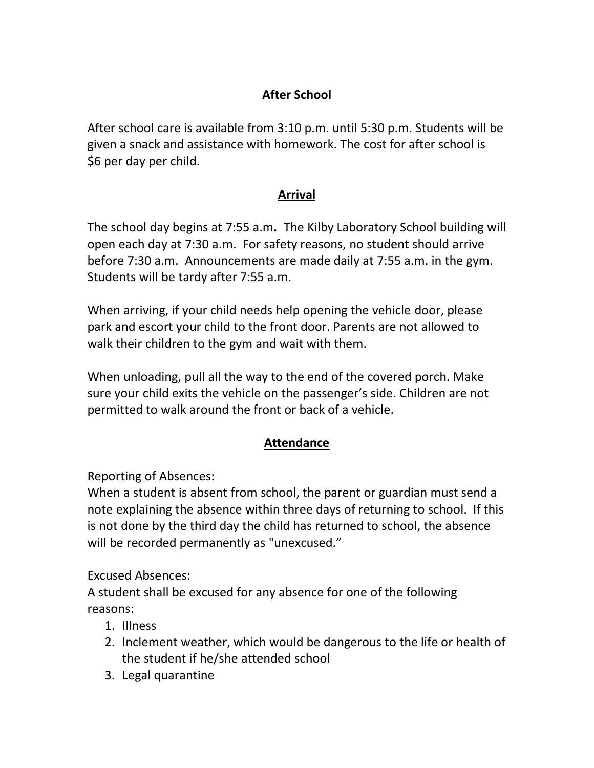## After School

After school care is available from 3:10 p.m. until 5:30 p.m. Students will be given a snack and assistance with homework. The cost for after school is $6 per day per child.

## Arrival

The school day begins at 7:55 a.m. The Kilby Laboratory School building will open each day at 7:30 a.m. For safety reasons, no student should arrive before 7:30 a.m. Announcements are made daily at 7:55 a.m. in the gym. Students will be tardy after 7:55 a.m.

When arriving, if your child needs help opening the vehicle door, please park and escort your child to the front door. Parents are not allowed to walk their children to the gym and wait with them.

When unloading, pull all the way to the end of the covered porch. Make sure your child exits the vehicle on the passenger's side. Children are not permitted to walk around the front or back of a vehicle.

## Attendance

Reporting of Absences:
When a student is absent from school, the parent or guardian must send a note explaining the absence within three days of returning to school. If this is not done by the third day the child has returned to school, the absence will be recorded permanently as "unexcused."

Excused Absences:
A student shall be excused for any absence for one of the following reasons:

1. Illness
2. Inclement weather, which would be dangerous to the life or health of the student if he/she attended school
3. Legal quarantine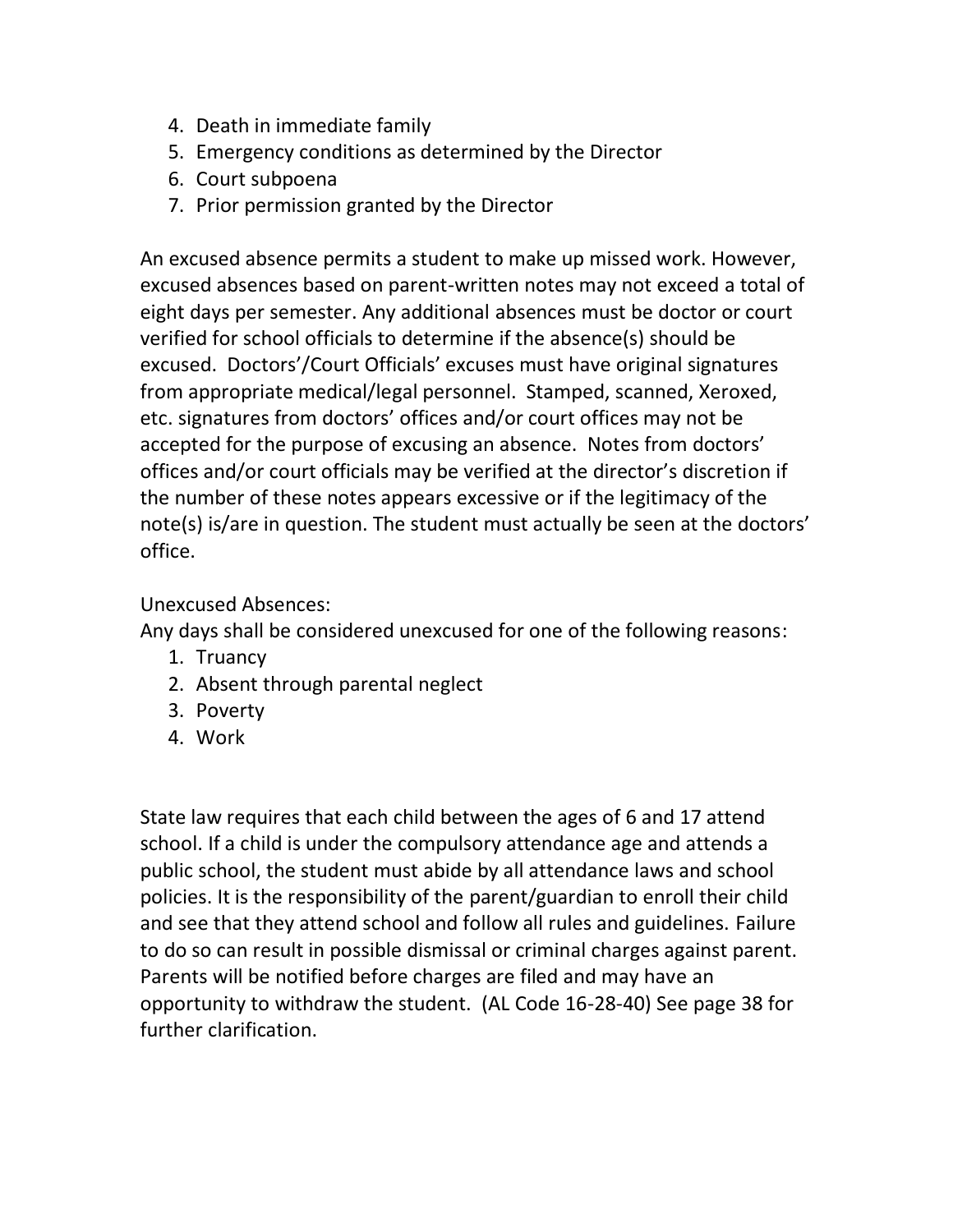4. Death in immediate family
5. Emergency conditions as determined by the Director
6. Court subpoena
7. Prior permission granted by the Director

An excused absence permits a student to make up missed work. However, excused absences based on parent-written notes may not exceed a total of eight days per semester. Any additional absences must be doctor or court verified for school officials to determine if the absence(s) should be excused. Doctors'/Court Officials' excuses must have original signatures from appropriate medical/legal personnel. Stamped, scanned, Xeroxed, etc. signatures from doctors' offices and/or court offices may not be accepted for the purpose of excusing an absence. Notes from doctors' offices and/or court officials may be verified at the director's discretion if the number of these notes appears excessive or if the legitimacy of the note(s) is/are in question. The student must actually be seen at the doctors' office.

Unexcused Absences:

Any days shall be considered unexcused for one of the following reasons:

1. Truancy
2. Absent through parental neglect
3. Poverty
4. Work

State law requires that each child between the ages of 6 and 17 attend school. If a child is under the compulsory attendance age and attends a public school, the student must abide by all attendance laws and school policies. It is the responsibility of the parent/guardian to enroll their child and see that they attend school and follow all rules and guidelines. Failure to do so can result in possible dismissal or criminal charges against parent. Parents will be notified before charges are filed and may have an opportunity to withdraw the student. (AL Code 16-28-40) See page 38 for further clarification.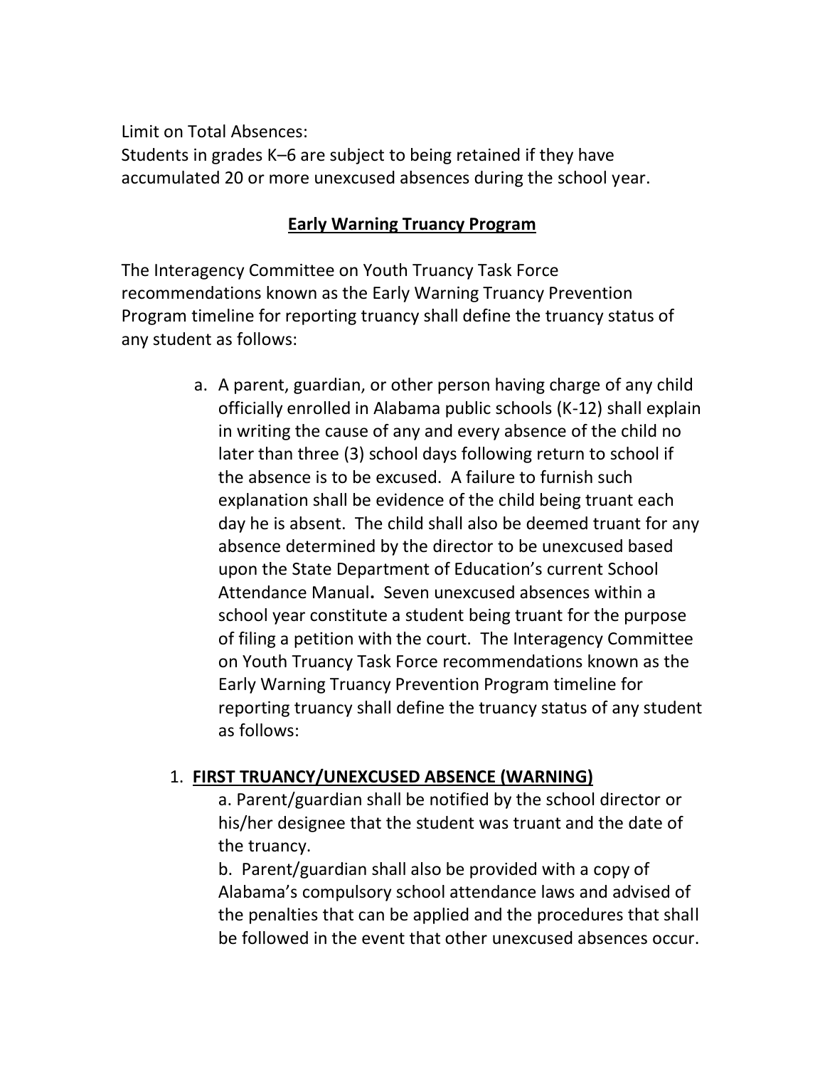Limit on Total Absences:
Students in grades K–6 are subject to being retained if they have accumulated 20 or more unexcused absences during the school year.

## Early Warning Truancy Program

The Interagency Committee on Youth Truancy Task Force recommendations known as the Early Warning Truancy Prevention Program timeline for reporting truancy shall define the truancy status of any student as follows:

a. A parent, guardian, or other person having charge of any child officially enrolled in Alabama public schools (K-12) shall explain in writing the cause of any and every absence of the child no later than three (3) school days following return to school if the absence is to be excused. A failure to furnish such explanation shall be evidence of the child being truant each day he is absent. The child shall also be deemed truant for any absence determined by the director to be unexcused based upon the State Department of Education's current School Attendance Manual**.** Seven unexcused absences within a school year constitute a student being truant for the purpose of filing a petition with the court. The Interagency Committee on Youth Truancy Task Force recommendations known as the Early Warning Truancy Prevention Program timeline for reporting truancy shall define the truancy status of any student as follows:

1. **FIRST TRUANCY/UNEXCUSED ABSENCE (WARNING)**

   a. Parent/guardian shall be notified by the school director or his/her designee that the student was truant and the date of the truancy.

   b. Parent/guardian shall also be provided with a copy of Alabama's compulsory school attendance laws and advised of the penalties that can be applied and the procedures that shall be followed in the event that other unexcused absences occur.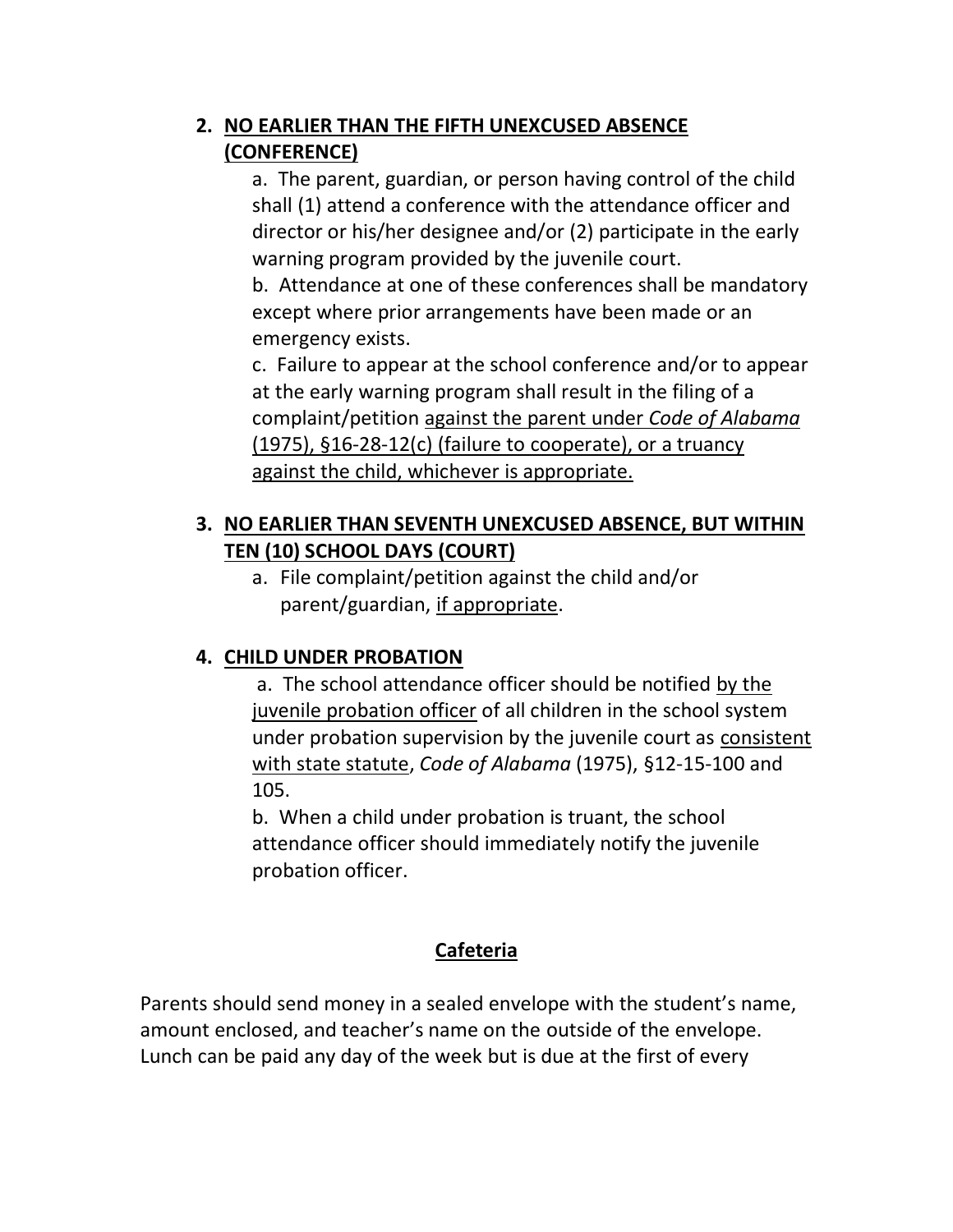2. **NO EARLIER THAN THE FIFTH UNEXCUSED ABSENCE (CONFERENCE)**

   a. The parent, guardian, or person having control of the child shall (1) attend a conference with the attendance officer and director or his/her designee and/or (2) participate in the early warning program provided by the juvenile court.

   b. Attendance at one of these conferences shall be mandatory except where prior arrangements have been made or an emergency exists.

   c. Failure to appear at the school conference and/or to appear at the early warning program shall result in the filing of a complaint/petition against the parent under *Code of Alabama* (1975), §16-28-12(c) (failure to cooperate), or a truancy against the child, whichever is appropriate.

3. **NO EARLIER THAN SEVENTH UNEXCUSED ABSENCE, BUT WITHIN TEN (10) SCHOOL DAYS (COURT)**

   a. File complaint/petition against the child and/or parent/guardian, if appropriate.

4. **CHILD UNDER PROBATION**

   a. The school attendance officer should be notified by the juvenile probation officer of all children in the school system under probation supervision by the juvenile court as consistent with state statute, *Code of Alabama* (1975), §12-15-100 and 105.

   b. When a child under probation is truant, the school attendance officer should immediately notify the juvenile probation officer.

## Cafeteria

Parents should send money in a sealed envelope with the student's name, amount enclosed, and teacher's name on the outside of the envelope. Lunch can be paid any day of the week but is due at the first of every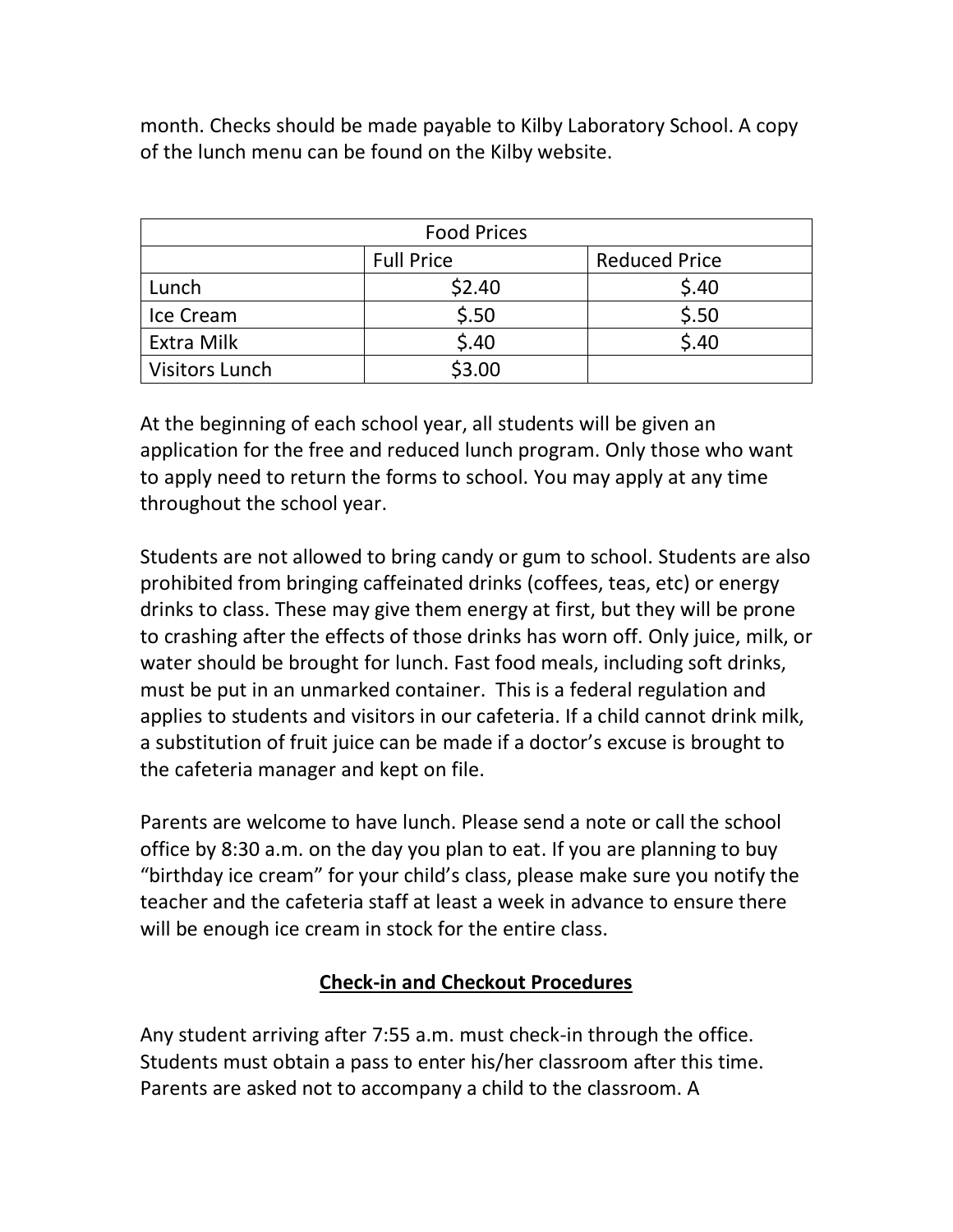month. Checks should be made payable to Kilby Laboratory School. A copy of the lunch menu can be found on the Kilby website.

| Food Prices | | |
|---|---|---|
| | Full Price | Reduced Price |
| Lunch | $2.40 | $.40 |
| Ice Cream | $.50 | $.50 |
| Extra Milk | $.40 | $.40 |
| Visitors Lunch | $3.00 | |

At the beginning of each school year, all students will be given an application for the free and reduced lunch program. Only those who want to apply need to return the forms to school. You may apply at any time throughout the school year.

Students are not allowed to bring candy or gum to school. Students are also prohibited from bringing caffeinated drinks (coffees, teas, etc) or energy drinks to class. These may give them energy at first, but they will be prone to crashing after the effects of those drinks has worn off. Only juice, milk, or water should be brought for lunch. Fast food meals, including soft drinks, must be put in an unmarked container. This is a federal regulation and applies to students and visitors in our cafeteria. If a child cannot drink milk, a substitution of fruit juice can be made if a doctor's excuse is brought to the cafeteria manager and kept on file.

Parents are welcome to have lunch. Please send a note or call the school office by 8:30 a.m. on the day you plan to eat. If you are planning to buy "birthday ice cream" for your child's class, please make sure you notify the teacher and the cafeteria staff at least a week in advance to ensure there will be enough ice cream in stock for the entire class.

## Check-in and Checkout Procedures

Any student arriving after 7:55 a.m. must check-in through the office. Students must obtain a pass to enter his/her classroom after this time. Parents are asked not to accompany a child to the classroom. A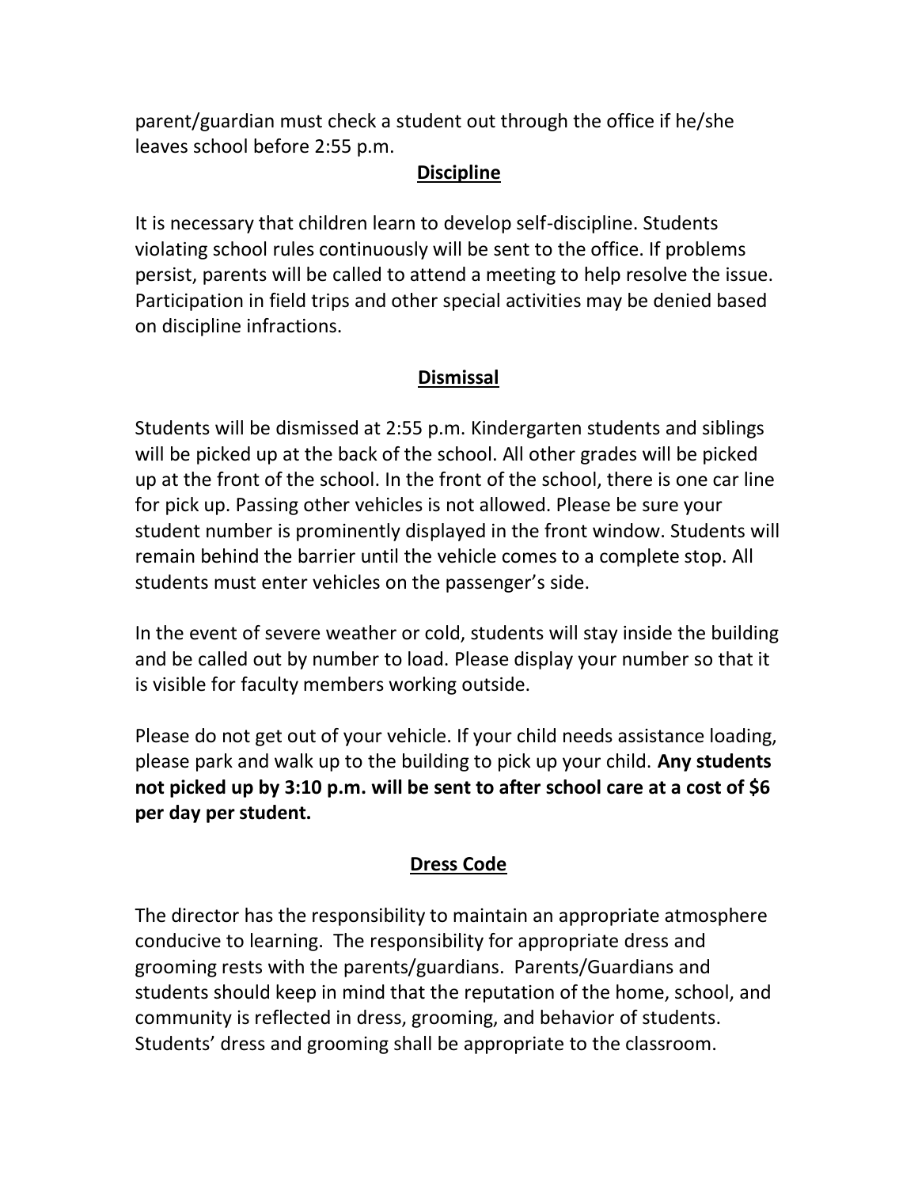parent/guardian must check a student out through the office if he/she leaves school before 2:55 p.m.

## Discipline

It is necessary that children learn to develop self-discipline. Students violating school rules continuously will be sent to the office. If problems persist, parents will be called to attend a meeting to help resolve the issue. Participation in field trips and other special activities may be denied based on discipline infractions.

## Dismissal

Students will be dismissed at 2:55 p.m. Kindergarten students and siblings will be picked up at the back of the school. All other grades will be picked up at the front of the school. In the front of the school, there is one car line for pick up. Passing other vehicles is not allowed. Please be sure your student number is prominently displayed in the front window. Students will remain behind the barrier until the vehicle comes to a complete stop. All students must enter vehicles on the passenger's side.

In the event of severe weather or cold, students will stay inside the building and be called out by number to load. Please display your number so that it is visible for faculty members working outside.

Please do not get out of your vehicle. If your child needs assistance loading, please park and walk up to the building to pick up your child. **Any students not picked up by 3:10 p.m. will be sent to after school care at a cost of $6 per day per student.**

## Dress Code

The director has the responsibility to maintain an appropriate atmosphere conducive to learning. The responsibility for appropriate dress and grooming rests with the parents/guardians. Parents/Guardians and students should keep in mind that the reputation of the home, school, and community is reflected in dress, grooming, and behavior of students. Students' dress and grooming shall be appropriate to the classroom.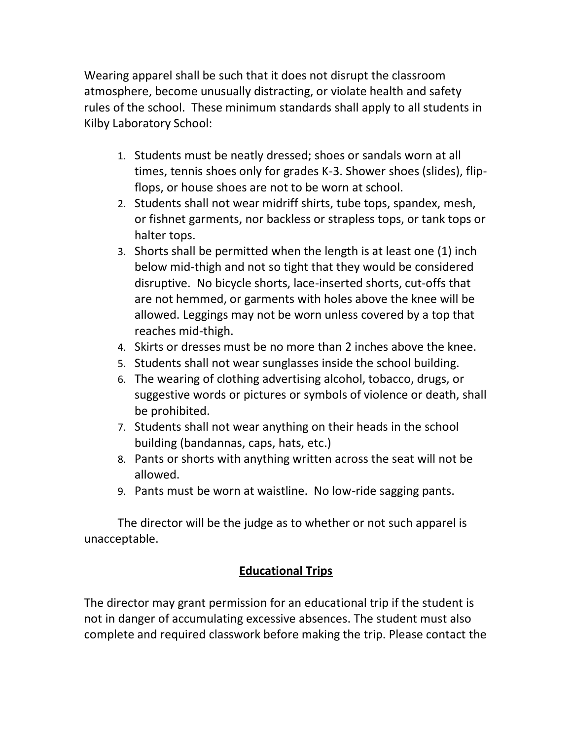Wearing apparel shall be such that it does not disrupt the classroom atmosphere, become unusually distracting, or violate health and safety rules of the school. These minimum standards shall apply to all students in Kilby Laboratory School:

1. Students must be neatly dressed; shoes or sandals worn at all times, tennis shoes only for grades K-3. Shower shoes (slides), flip-flops, or house shoes are not to be worn at school.
2. Students shall not wear midriff shirts, tube tops, spandex, mesh, or fishnet garments, nor backless or strapless tops, or tank tops or halter tops.
3. Shorts shall be permitted when the length is at least one (1) inch below mid-thigh and not so tight that they would be considered disruptive. No bicycle shorts, lace-inserted shorts, cut-offs that are not hemmed, or garments with holes above the knee will be allowed. Leggings may not be worn unless covered by a top that reaches mid-thigh.
4. Skirts or dresses must be no more than 2 inches above the knee.
5. Students shall not wear sunglasses inside the school building.
6. The wearing of clothing advertising alcohol, tobacco, drugs, or suggestive words or pictures or symbols of violence or death, shall be prohibited.
7. Students shall not wear anything on their heads in the school building (bandannas, caps, hats, etc.)
8. Pants or shorts with anything written across the seat will not be allowed.
9. Pants must be worn at waistline. No low-ride sagging pants.

The director will be the judge as to whether or not such apparel is unacceptable.

## Educational Trips

The director may grant permission for an educational trip if the student is not in danger of accumulating excessive absences. The student must also complete and required classwork before making the trip. Please contact the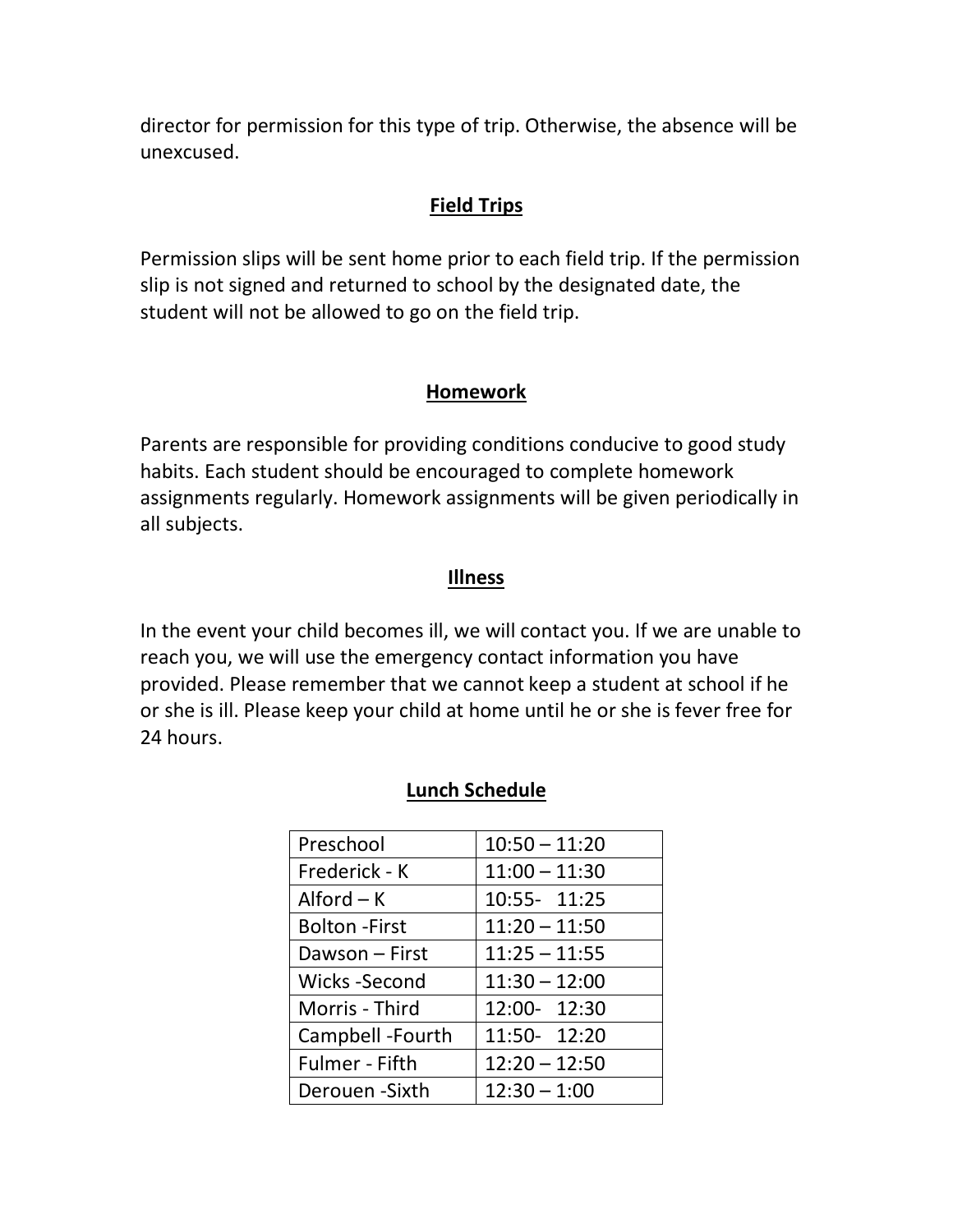director for permission for this type of trip. Otherwise, the absence will be unexcused.

## Field Trips

Permission slips will be sent home prior to each field trip. If the permission slip is not signed and returned to school by the designated date, the student will not be allowed to go on the field trip.

## Homework

Parents are responsible for providing conditions conducive to good study habits. Each student should be encouraged to complete homework assignments regularly. Homework assignments will be given periodically in all subjects.

## Illness

In the event your child becomes ill, we will contact you. If we are unable to reach you, we will use the emergency contact information you have provided. Please remember that we cannot keep a student at school if he or she is ill. Please keep your child at home until he or she is fever free for 24 hours.

## Lunch Schedule

| | |
|---|---|
| Preschool | 10:50 – 11:20 |
| Frederick - K | 11:00 – 11:30 |
| Alford – K | 10:55- 11:25 |
| Bolton -First | 11:20 – 11:50 |
| Dawson – First | 11:25 – 11:55 |
| Wicks -Second | 11:30 – 12:00 |
| Morris - Third | 12:00- 12:30 |
| Campbell -Fourth | 11:50- 12:20 |
| Fulmer - Fifth | 12:20 – 12:50 |
| Derouen -Sixth | 12:30 – 1:00 |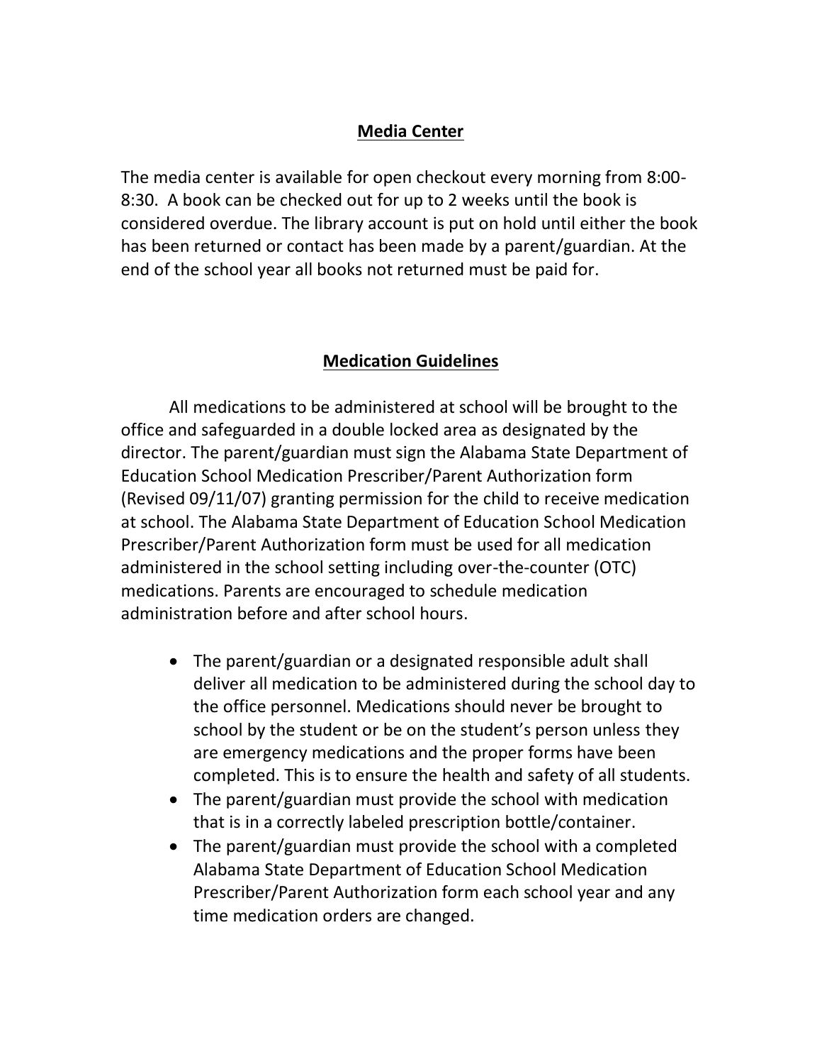## Media Center

The media center is available for open checkout every morning from 8:00-8:30. A book can be checked out for up to 2 weeks until the book is considered overdue. The library account is put on hold until either the book has been returned or contact has been made by a parent/guardian. At the end of the school year all books not returned must be paid for.

## Medication Guidelines

All medications to be administered at school will be brought to the office and safeguarded in a double locked area as designated by the director. The parent/guardian must sign the Alabama State Department of Education School Medication Prescriber/Parent Authorization form (Revised 09/11/07) granting permission for the child to receive medication at school. The Alabama State Department of Education School Medication Prescriber/Parent Authorization form must be used for all medication administered in the school setting including over-the-counter (OTC) medications. Parents are encouraged to schedule medication administration before and after school hours.

- The parent/guardian or a designated responsible adult shall deliver all medication to be administered during the school day to the office personnel. Medications should never be brought to school by the student or be on the student's person unless they are emergency medications and the proper forms have been completed. This is to ensure the health and safety of all students.
- The parent/guardian must provide the school with medication that is in a correctly labeled prescription bottle/container.
- The parent/guardian must provide the school with a completed Alabama State Department of Education School Medication Prescriber/Parent Authorization form each school year and any time medication orders are changed.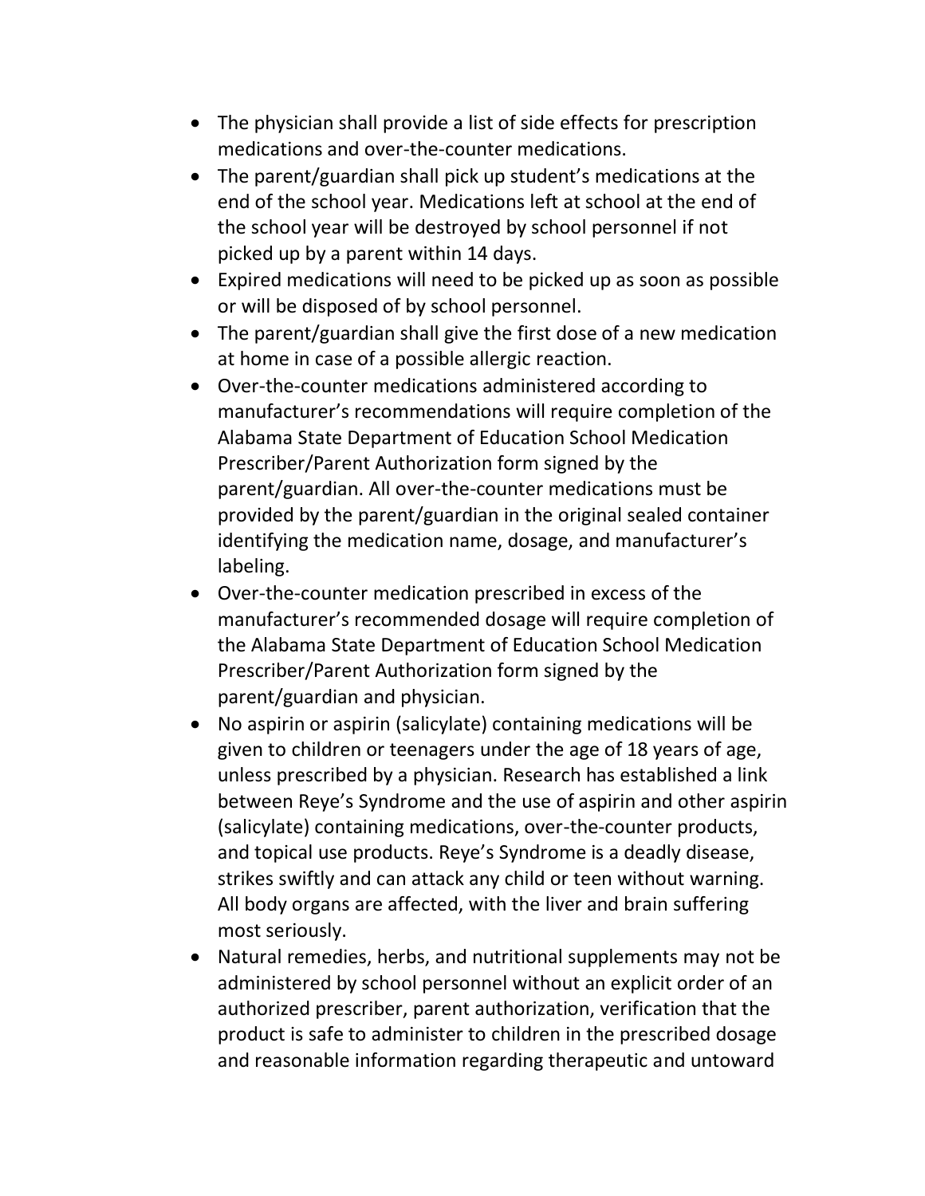- The physician shall provide a list of side effects for prescription medications and over-the-counter medications.
- The parent/guardian shall pick up student's medications at the end of the school year. Medications left at school at the end of the school year will be destroyed by school personnel if not picked up by a parent within 14 days.
- Expired medications will need to be picked up as soon as possible or will be disposed of by school personnel.
- The parent/guardian shall give the first dose of a new medication at home in case of a possible allergic reaction.
- Over-the-counter medications administered according to manufacturer's recommendations will require completion of the Alabama State Department of Education School Medication Prescriber/Parent Authorization form signed by the parent/guardian. All over-the-counter medications must be provided by the parent/guardian in the original sealed container identifying the medication name, dosage, and manufacturer's labeling.
- Over-the-counter medication prescribed in excess of the manufacturer's recommended dosage will require completion of the Alabama State Department of Education School Medication Prescriber/Parent Authorization form signed by the parent/guardian and physician.
- No aspirin or aspirin (salicylate) containing medications will be given to children or teenagers under the age of 18 years of age, unless prescribed by a physician. Research has established a link between Reye's Syndrome and the use of aspirin and other aspirin (salicylate) containing medications, over-the-counter products, and topical use products. Reye's Syndrome is a deadly disease, strikes swiftly and can attack any child or teen without warning. All body organs are affected, with the liver and brain suffering most seriously.
- Natural remedies, herbs, and nutritional supplements may not be administered by school personnel without an explicit order of an authorized prescriber, parent authorization, verification that the product is safe to administer to children in the prescribed dosage and reasonable information regarding therapeutic and untoward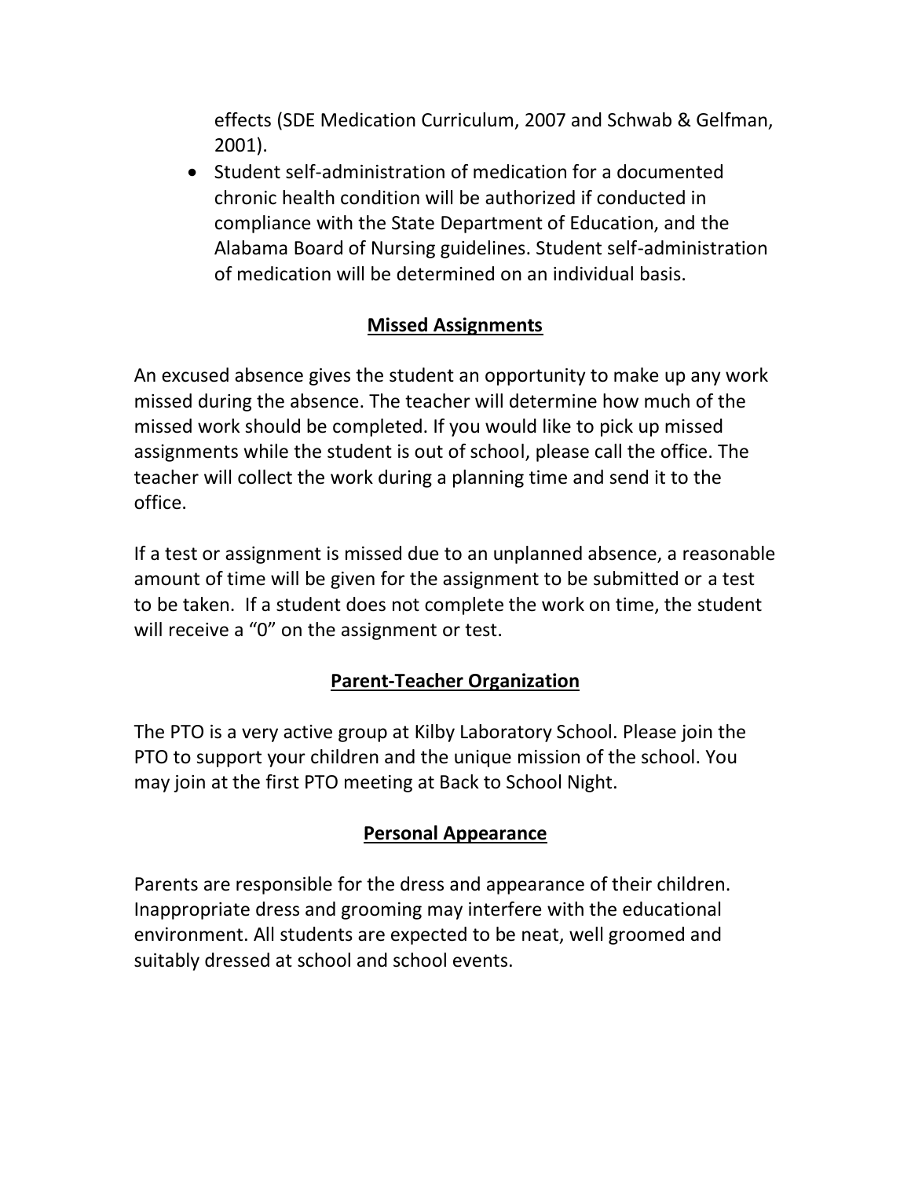effects (SDE Medication Curriculum, 2007 and Schwab & Gelfman, 2001).

- Student self-administration of medication for a documented chronic health condition will be authorized if conducted in compliance with the State Department of Education, and the Alabama Board of Nursing guidelines. Student self-administration of medication will be determined on an individual basis.

## Missed Assignments

An excused absence gives the student an opportunity to make up any work missed during the absence. The teacher will determine how much of the missed work should be completed. If you would like to pick up missed assignments while the student is out of school, please call the office. The teacher will collect the work during a planning time and send it to the office.

If a test or assignment is missed due to an unplanned absence, a reasonable amount of time will be given for the assignment to be submitted or a test to be taken. If a student does not complete the work on time, the student will receive a "0" on the assignment or test.

## Parent-Teacher Organization

The PTO is a very active group at Kilby Laboratory School. Please join the PTO to support your children and the unique mission of the school. You may join at the first PTO meeting at Back to School Night.

## Personal Appearance

Parents are responsible for the dress and appearance of their children. Inappropriate dress and grooming may interfere with the educational environment. All students are expected to be neat, well groomed and suitably dressed at school and school events.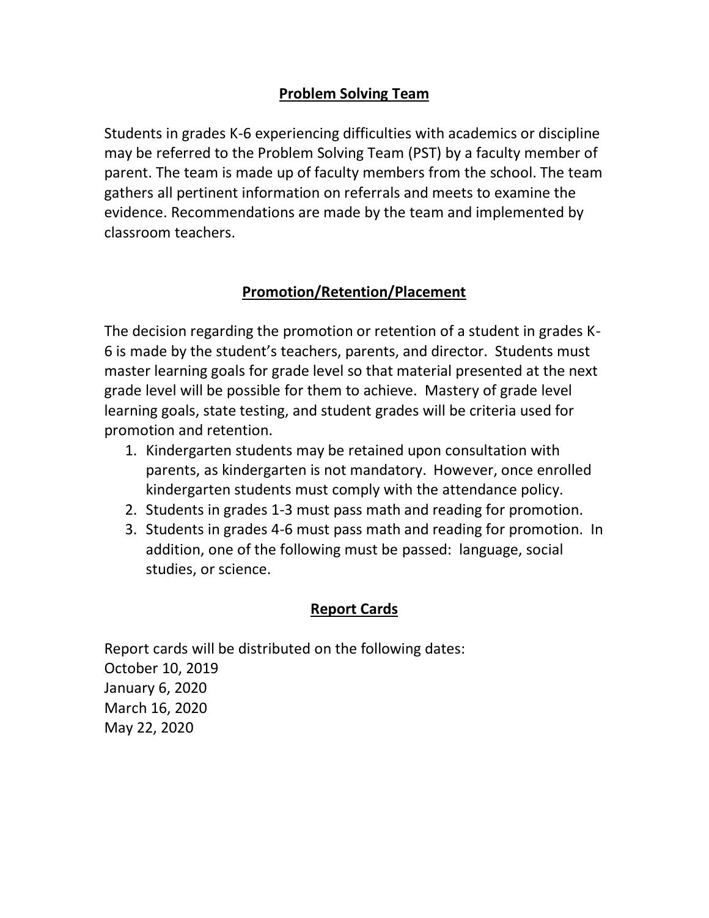## Problem Solving Team

Students in grades K-6 experiencing difficulties with academics or discipline may be referred to the Problem Solving Team (PST) by a faculty member of parent. The team is made up of faculty members from the school. The team gathers all pertinent information on referrals and meets to examine the evidence. Recommendations are made by the team and implemented by classroom teachers.

## Promotion/Retention/Placement

The decision regarding the promotion or retention of a student in grades K-6 is made by the student's teachers, parents, and director. Students must master learning goals for grade level so that material presented at the next grade level will be possible for them to achieve. Mastery of grade level learning goals, state testing, and student grades will be criteria used for promotion and retention.

1. Kindergarten students may be retained upon consultation with parents, as kindergarten is not mandatory. However, once enrolled kindergarten students must comply with the attendance policy.
2. Students in grades 1-3 must pass math and reading for promotion.
3. Students in grades 4-6 must pass math and reading for promotion. In addition, one of the following must be passed: language, social studies, or science.

## Report Cards

Report cards will be distributed on the following dates:
October 10, 2019
January 6, 2020
March 16, 2020
May 22, 2020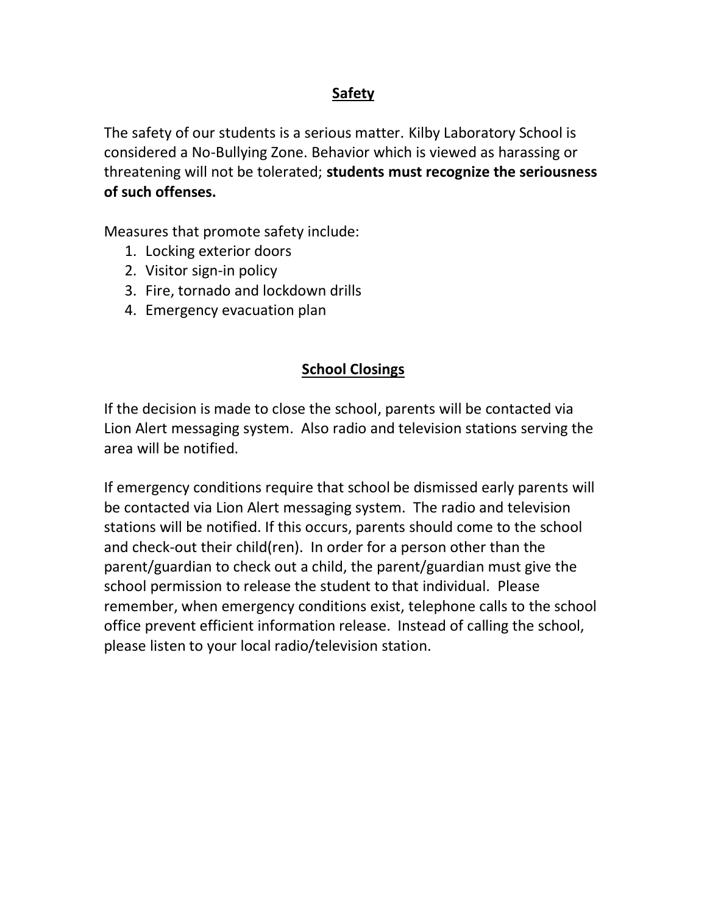## Safety

The safety of our students is a serious matter. Kilby Laboratory School is considered a No-Bullying Zone. Behavior which is viewed as harassing or threatening will not be tolerated; **students must recognize the seriousness of such offenses.**

Measures that promote safety include:

1. Locking exterior doors
2. Visitor sign-in policy
3. Fire, tornado and lockdown drills
4. Emergency evacuation plan

## School Closings

If the decision is made to close the school, parents will be contacted via Lion Alert messaging system. Also radio and television stations serving the area will be notified.

If emergency conditions require that school be dismissed early parents will be contacted via Lion Alert messaging system. The radio and television stations will be notified. If this occurs, parents should come to the school and check-out their child(ren). In order for a person other than the parent/guardian to check out a child, the parent/guardian must give the school permission to release the student to that individual. Please remember, when emergency conditions exist, telephone calls to the school office prevent efficient information release. Instead of calling the school, please listen to your local radio/television station.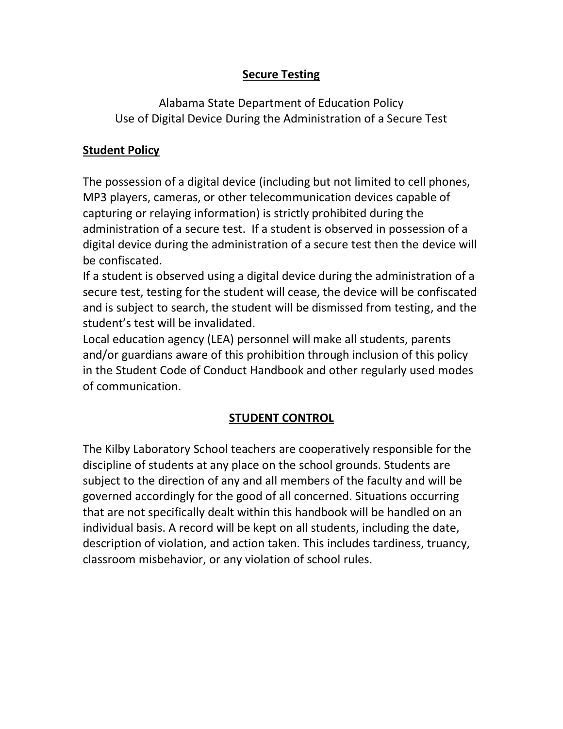## Secure Testing

Alabama State Department of Education Policy
Use of Digital Device During the Administration of a Secure Test

### Student Policy

The possession of a digital device (including but not limited to cell phones, MP3 players, cameras, or other telecommunication devices capable of capturing or relaying information) is strictly prohibited during the administration of a secure test. If a student is observed in possession of a digital device during the administration of a secure test then the device will be confiscated.

If a student is observed using a digital device during the administration of a secure test, testing for the student will cease, the device will be confiscated and is subject to search, the student will be dismissed from testing, and the student's test will be invalidated.

Local education agency (LEA) personnel will make all students, parents and/or guardians aware of this prohibition through inclusion of this policy in the Student Code of Conduct Handbook and other regularly used modes of communication.

## STUDENT CONTROL

The Kilby Laboratory School teachers are cooperatively responsible for the discipline of students at any place on the school grounds. Students are subject to the direction of any and all members of the faculty and will be governed accordingly for the good of all concerned. Situations occurring that are not specifically dealt within this handbook will be handled on an individual basis. A record will be kept on all students, including the date, description of violation, and action taken. This includes tardiness, truancy, classroom misbehavior, or any violation of school rules.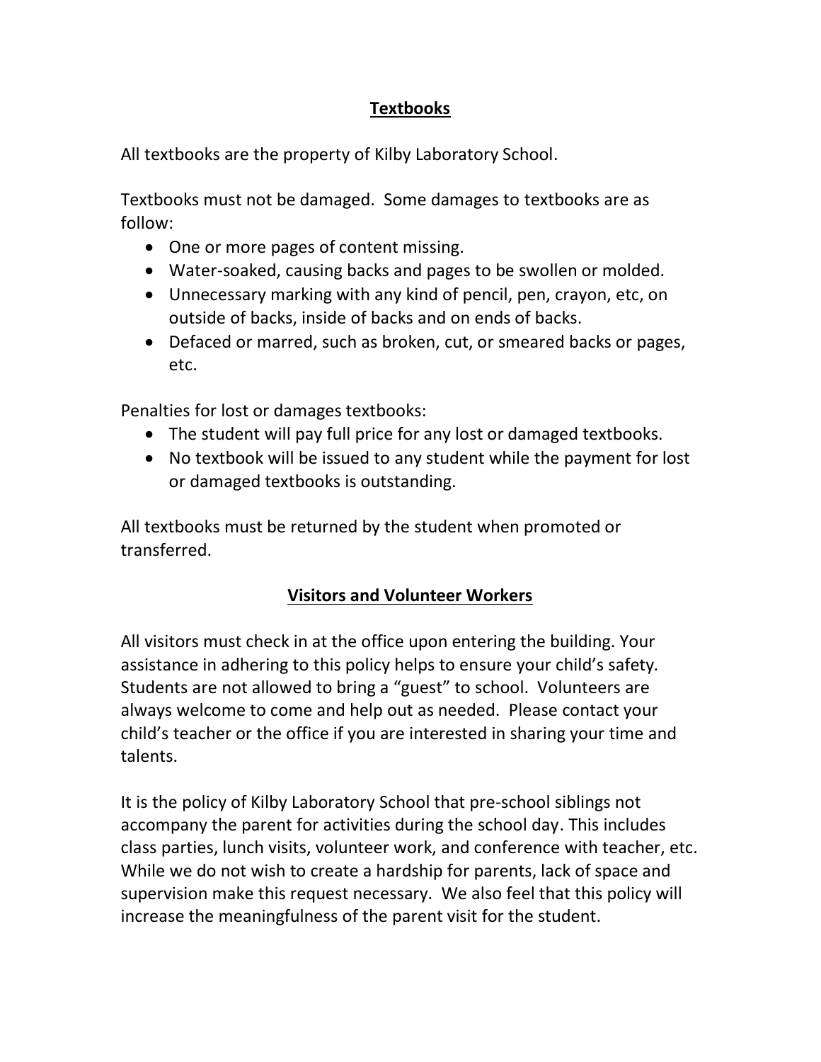## Textbooks

All textbooks are the property of Kilby Laboratory School.

Textbooks must not be damaged. Some damages to textbooks are as follow:

- One or more pages of content missing.
- Water-soaked, causing backs and pages to be swollen or molded.
- Unnecessary marking with any kind of pencil, pen, crayon, etc, on outside of backs, inside of backs and on ends of backs.
- Defaced or marred, such as broken, cut, or smeared backs or pages, etc.

Penalties for lost or damages textbooks:

- The student will pay full price for any lost or damaged textbooks.
- No textbook will be issued to any student while the payment for lost or damaged textbooks is outstanding.

All textbooks must be returned by the student when promoted or transferred.

## Visitors and Volunteer Workers

All visitors must check in at the office upon entering the building. Your assistance in adhering to this policy helps to ensure your child's safety. Students are not allowed to bring a "guest" to school. Volunteers are always welcome to come and help out as needed. Please contact your child's teacher or the office if you are interested in sharing your time and talents.

It is the policy of Kilby Laboratory School that pre-school siblings not accompany the parent for activities during the school day. This includes class parties, lunch visits, volunteer work, and conference with teacher, etc. While we do not wish to create a hardship for parents, lack of space and supervision make this request necessary. We also feel that this policy will increase the meaningfulness of the parent visit for the student.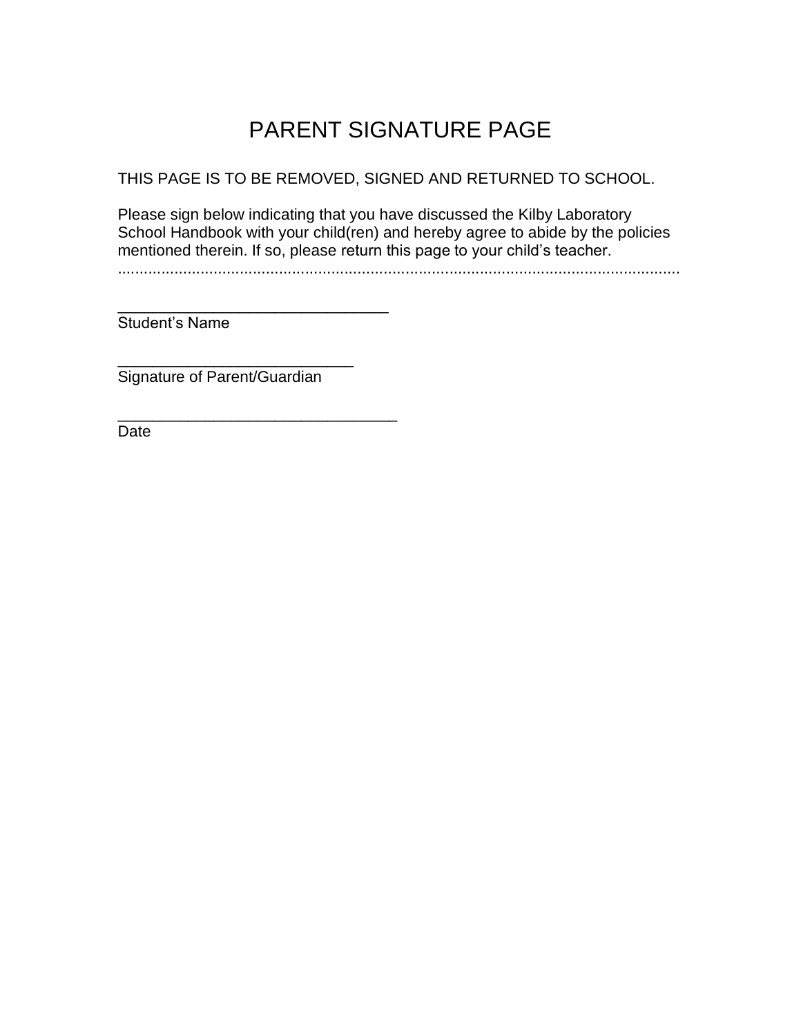# PARENT SIGNATURE PAGE

THIS PAGE IS TO BE REMOVED, SIGNED AND RETURNED TO SCHOOL.

Please sign below indicating that you have discussed the Kilby Laboratory School Handbook with your child(ren) and hereby agree to abide by the policies mentioned therein. If so, please return this page to your child's teacher.

..............................................................................................................................

________________________________
Student's Name

____________________________
Signature of Parent/Guardian

_________________________________
Date